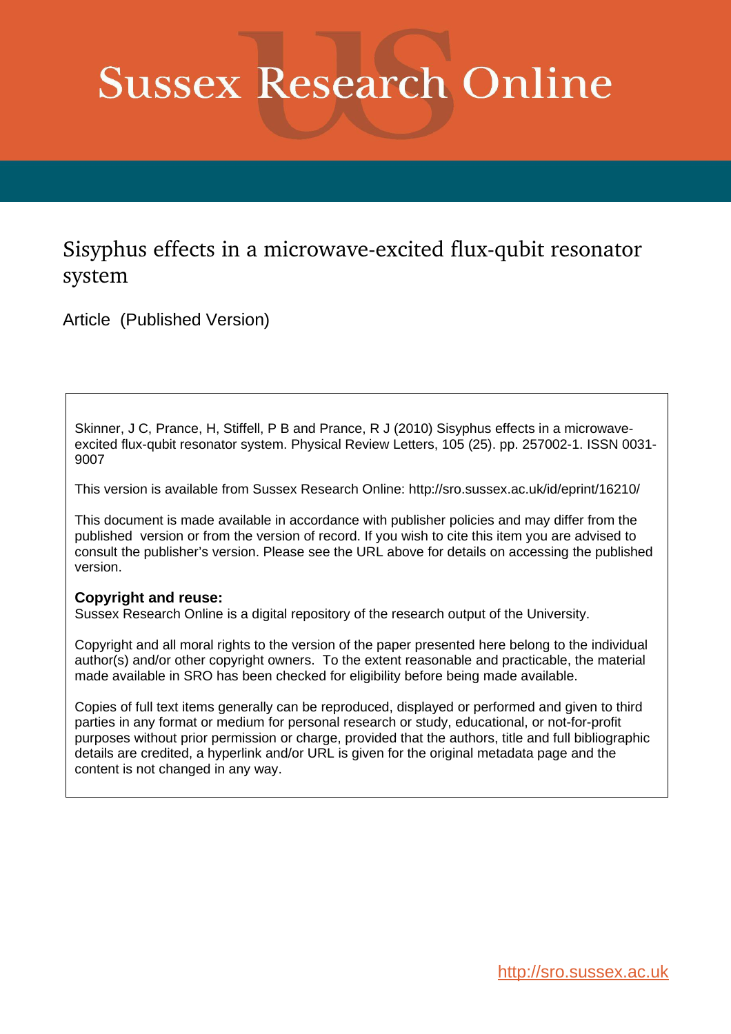# Sussex Research Online

## Sisyphus effects in a microwave-excited flux-qubit resonator system

Article (Published Version)

Skinner, J C, Prance, H, Stiffell, P B and Prance, R J (2010) Sisyphus effects in a microwave-excited flux-qubit resonator system. Physical Review Letters, 105 (25). pp. 257002-1. ISSN 0031-9007

This version is available from Sussex Research Online: http://sro.sussex.ac.uk/id/eprint/16210/

This document is made available in accordance with publisher policies and may differ from the published version or from the version of record. If you wish to cite this item you are advised to consult the publisher's version. Please see the URL above for details on accessing the published version.

**Copyright and reuse:**
Sussex Research Online is a digital repository of the research output of the University.

Copyright and all moral rights to the version of the paper presented here belong to the individual author(s) and/or other copyright owners. To the extent reasonable and practicable, the material made available in SRO has been checked for eligibility before being made available.

Copies of full text items generally can be reproduced, displayed or performed and given to third parties in any format or medium for personal research or study, educational, or not-for-profit purposes without prior permission or charge, provided that the authors, title and full bibliographic details are credited, a hyperlink and/or URL is given for the original metadata page and the content is not changed in any way.

http://sro.sussex.ac.uk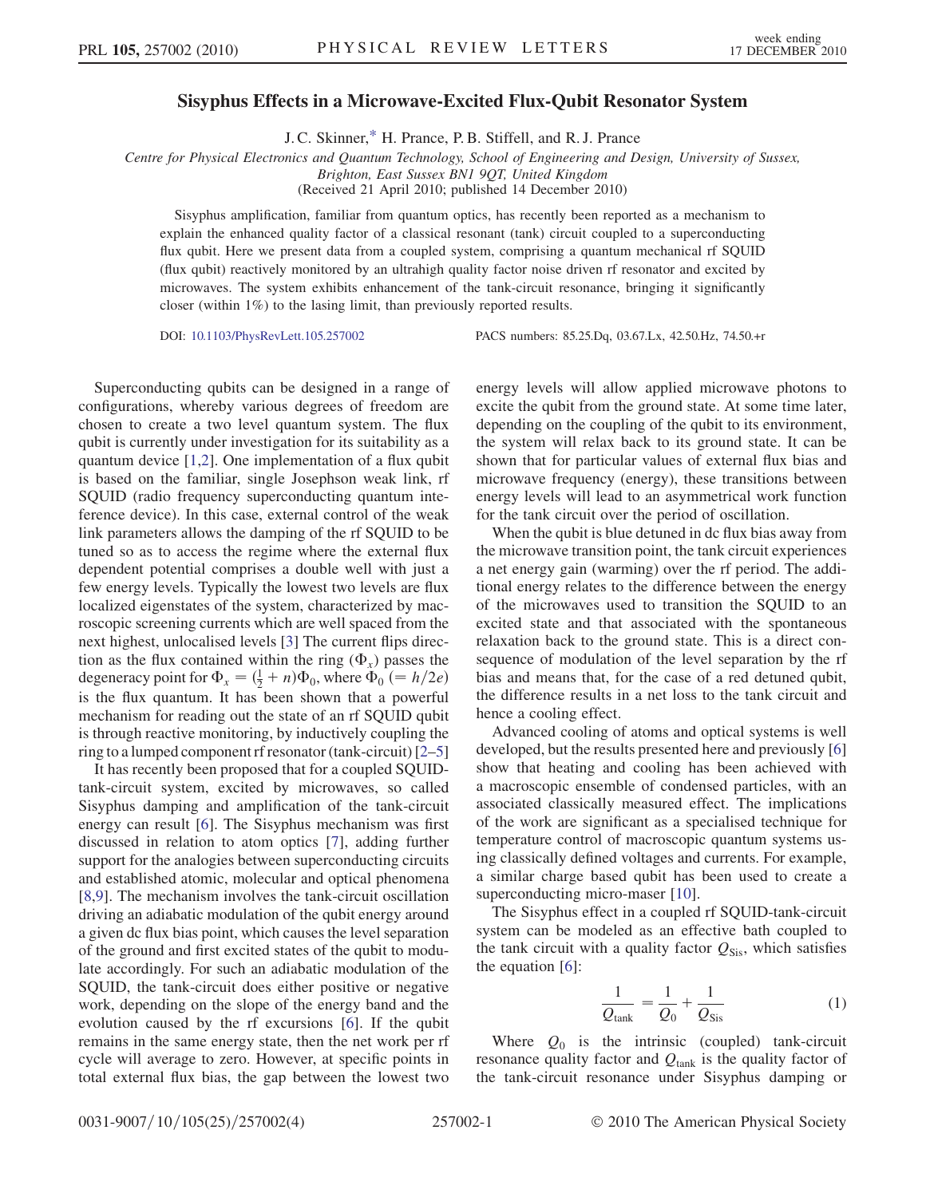# Sisyphus Effects in a Microwave-Excited Flux-Qubit Resonator System

J. C. Skinner,* H. Prance, P. B. Stiffell, and R. J. Prance

*Centre for Physical Electronics and Quantum Technology, School of Engineering and Design, University of Sussex, Brighton, East Sussex BN1 9QT, United Kingdom*

(Received 21 April 2010; published 14 December 2010)

Sisyphus amplification, familiar from quantum optics, has recently been reported as a mechanism to explain the enhanced quality factor of a classical resonant (tank) circuit coupled to a superconducting flux qubit. Here we present data from a coupled system, comprising a quantum mechanical rf SQUID (flux qubit) reactively monitored by an ultrahigh quality factor noise driven rf resonator and excited by microwaves. The system exhibits enhancement of the tank-circuit resonance, bringing it significantly closer (within 1%) to the lasing limit, than previously reported results.

DOI: 10.1103/PhysRevLett.105.257002 PACS numbers: 85.25.Dq, 03.67.Lx, 42.50.Hz, 74.50.+r

Superconducting qubits can be designed in a range of configurations, whereby various degrees of freedom are chosen to create a two level quantum system. The flux qubit is currently under investigation for its suitability as a quantum device [1,2]. One implementation of a flux qubit is based on the familiar, single Josephson weak link, rf SQUID (radio frequency superconducting quantum interference device). In this case, external control of the weak link parameters allows the damping of the rf SQUID to be tuned so as to access the regime where the external flux dependent potential comprises a double well with just a few energy levels. Typically the lowest two levels are flux localized eigenstates of the system, characterized by macroscopic screening currents which are well spaced from the next highest, unlocalised levels [3] The current flips direction as the flux contained within the ring ($\Phi_x$) passes the degeneracy point for $\Phi_x = (\frac{1}{2} + n)\Phi_0$, where $\Phi_0$ $(= h/2e)$ is the flux quantum. It has been shown that a powerful mechanism for reading out the state of an rf SQUID qubit is through reactive monitoring, by inductively coupling the ring to a lumped component rf resonator (tank-circuit) [2–5]

It has recently been proposed that for a coupled SQUID-tank-circuit system, excited by microwaves, so called Sisyphus damping and amplification of the tank-circuit energy can result [6]. The Sisyphus mechanism was first discussed in relation to atom optics [7], adding further support for the analogies between superconducting circuits and established atomic, molecular and optical phenomena [8,9]. The mechanism involves the tank-circuit oscillation driving an adiabatic modulation of the qubit energy around a given dc flux bias point, which causes the level separation of the ground and first excited states of the qubit to modulate accordingly. For such an adiabatic modulation of the SQUID, the tank-circuit does either positive or negative work, depending on the slope of the energy band and the evolution caused by the rf excursions [6]. If the qubit remains in the same energy state, then the net work per rf cycle will average to zero. However, at specific points in total external flux bias, the gap between the lowest two energy levels will allow applied microwave photons to excite the qubit from the ground state. At some time later, depending on the coupling of the qubit to its environment, the system will relax back to its ground state. It can be shown that for particular values of external flux bias and microwave frequency (energy), these transitions between energy levels will lead to an asymmetrical work function for the tank circuit over the period of oscillation.

When the qubit is blue detuned in dc flux bias away from the microwave transition point, the tank circuit experiences a net energy gain (warming) over the rf period. The additional energy relates to the difference between the energy of the microwaves used to transition the SQUID to an excited state and that associated with the spontaneous relaxation back to the ground state. This is a direct consequence of modulation of the level separation by the rf bias and means that, for the case of a red detuned qubit, the difference results in a net loss to the tank circuit and hence a cooling effect.

Advanced cooling of atoms and optical systems is well developed, but the results presented here and previously [6] show that heating and cooling has been achieved with a macroscopic ensemble of condensed particles, with an associated classically measured effect. The implications of the work are significant as a specialised technique for temperature control of macroscopic quantum systems using classically defined voltages and currents. For example, a similar charge based qubit has been used to create a superconducting micro-maser [10].

The Sisyphus effect in a coupled rf SQUID-tank-circuit system can be modeled as an effective bath coupled to the tank circuit with a quality factor $Q_{\text{Sis}}$, which satisfies the equation [6]:

$$\frac{1}{Q_{\text{tank}}} = \frac{1}{Q_0} + \frac{1}{Q_{\text{Sis}}} \tag{1}$$

Where $Q_0$ is the intrinsic (coupled) tank-circuit resonance quality factor and $Q_{\text{tank}}$ is the quality factor of the tank-circuit resonance under Sisyphus damping or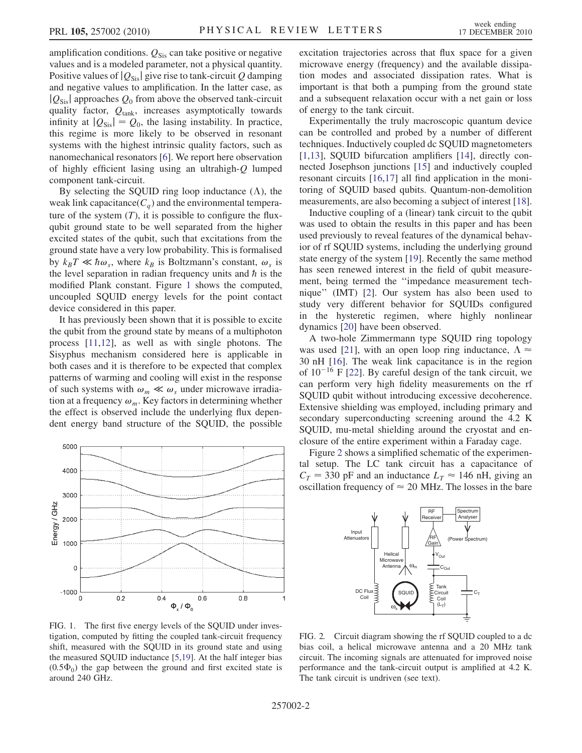amplification conditions. $Q_{\rm Sis}$ can take positive or negative values and is a modeled parameter, not a physical quantity. Positive values of $|Q_{\rm Sis}|$ give rise to tank-circuit $Q$ damping and negative values to amplification. In the latter case, as $|Q_{\rm Sis}|$ approaches $Q_0$ from above the observed tank-circuit quality factor, $Q_{\rm tank}$, increases asymptotically towards infinity at $|Q_{\rm Sis}| = Q_0$, the lasing instability. In practice, this regime is more likely to be observed in resonant systems with the highest intrinsic quality factors, such as nanomechanical resonators [6]. We report here observation of highly efficient lasing using an ultrahigh-$Q$ lumped component tank-circuit.

By selecting the SQUID ring loop inductance ($\Lambda$), the weak link capacitance($C_q$) and the environmental temperature of the system ($T$), it is possible to configure the flux-qubit ground state to be well separated from the higher excited states of the qubit, such that excitations from the ground state have a very low probability. This is formalised by $k_B T \ll \hbar\omega_s$, where $k_B$ is Boltzmann's constant, $\omega_s$ is the level separation in radian frequency units and $\hbar$ is the modified Plank constant. Figure 1 shows the computed, uncoupled SQUID energy levels for the point contact device considered in this paper.

It has previously been shown that it is possible to excite the qubit from the ground state by means of a multiphoton process [11,12], as well as with single photons. The Sisyphus mechanism considered here is applicable in both cases and it is therefore to be expected that complex patterns of warming and cooling will exist in the response of such systems with $\omega_m \ll \omega_s$ under microwave irradiation at a frequency $\omega_m$. Key factors in determining whether the effect is observed include the underlying flux dependent energy band structure of the SQUID, the possible excitation trajectories across that flux space for a given microwave energy (frequency) and the available dissipation modes and associated dissipation rates. What is important is that both a pumping from the ground state and a subsequent relaxation occur with a net gain or loss of energy to the tank circuit.

FIG. 1. The first five energy levels of the SQUID under investigation, computed by fitting the coupled tank-circuit frequency shift, measured with the SQUID in its ground state and using the measured SQUID inductance [5,19]. At the half integer bias ($0.5\Phi_0$) the gap between the ground and first excited state is around 240 GHz.

Experimentally the truly macroscopic quantum device can be controlled and probed by a number of different techniques. Inductively coupled dc SQUID magnetometers [1,13], SQUID bifurcation amplifiers [14], directly connected Josephson junctions [15] and inductively coupled resonant circuits [16,17] all find application in the monitoring of SQUID based qubits. Quantum-non-demolition measurements, are also becoming a subject of interest [18].

Inductive coupling of a (linear) tank circuit to the qubit was used to obtain the results in this paper and has been used previously to reveal features of the dynamical behavior of rf SQUID systems, including the underlying ground state energy of the system [19]. Recently the same method has seen renewed interest in the field of qubit measurement, being termed the "impedance measurement technique" (IMT) [2]. Our system has also been used to study very different behavior for SQUIDs configured in the hysteretic regimen, where highly nonlinear dynamics [20] have been observed.

A two-hole Zimmermann type SQUID ring topology was used [21], with an open loop ring inductance, $\Lambda \approx 30$ nH [16]. The weak link capacitance is in the region of $10^{-16}$ F [22]. By careful design of the tank circuit, we can perform very high fidelity measurements on the rf SQUID qubit without introducing excessive decoherence. Extensive shielding was employed, including primary and secondary superconducting screening around the 4.2 K SQUID, mu-metal shielding around the cryostat and enclosure of the entire experiment within a Faraday cage.

Figure 2 shows a simplified schematic of the experimental setup. The LC tank circuit has a capacitance of $C_T = 330$ pF and an inductance $L_T \approx 146$ nH, giving an oscillation frequency of $\approx 20$ MHz. The losses in the bare

FIG. 2. Circuit diagram showing the rf SQUID coupled to a dc bias coil, a helical microwave antenna and a 20 MHz tank circuit. The incoming signals are attenuated for improved noise performance and the tank-circuit output is amplified at 4.2 K. The tank circuit is undriven (see text).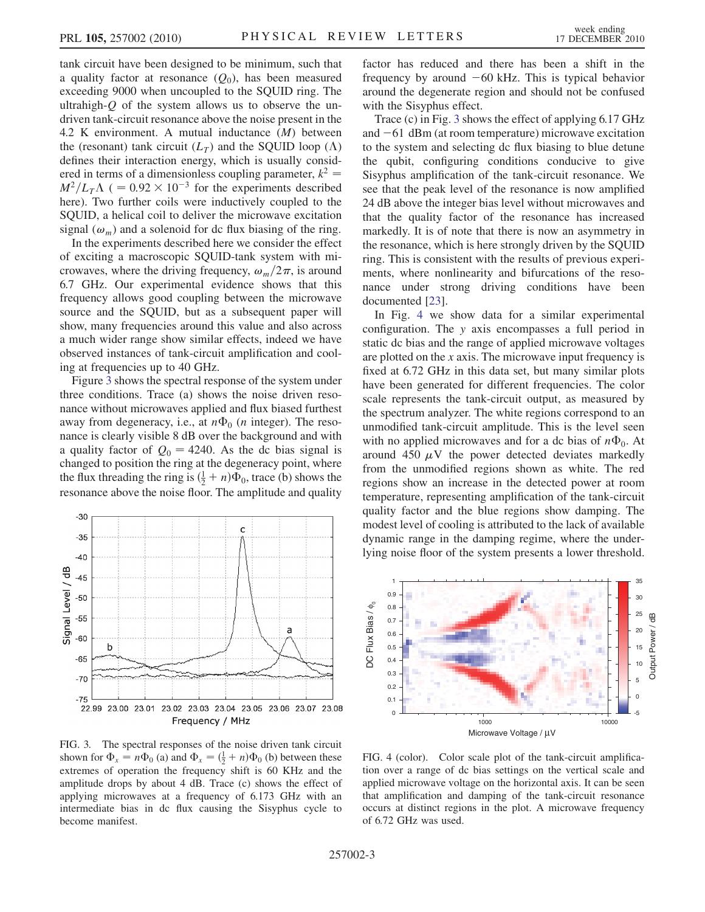tank circuit have been designed to be minimum, such that a quality factor at resonance ($Q_0$), has been measured exceeding 9000 when uncoupled to the SQUID ring. The ultrahigh-$Q$ of the system allows us to observe the undriven tank-circuit resonance above the noise present in the 4.2 K environment. A mutual inductance ($M$) between the (resonant) tank circuit ($L_T$) and the SQUID loop ($\Lambda$) defines their interaction energy, which is usually considered in terms of a dimensionless coupling parameter, $k^2 = M^2/L_T\Lambda$ ($= 0.92 \times 10^{-3}$ for the experiments described here). Two further coils were inductively coupled to the SQUID, a helical coil to deliver the microwave excitation signal ($\omega_m$) and a solenoid for dc flux biasing of the ring.

In the experiments described here we consider the effect of exciting a macroscopic SQUID-tank system with microwaves, where the driving frequency, $\omega_m/2\pi$, is around 6.7 GHz. Our experimental evidence shows that this frequency allows good coupling between the microwave source and the SQUID, but as a subsequent paper will show, many frequencies around this value and also across a much wider range show similar effects, indeed we have observed instances of tank-circuit amplification and cooling at frequencies up to 40 GHz.

Figure 3 shows the spectral response of the system under three conditions. Trace (a) shows the noise driven resonance without microwaves applied and flux biased furthest away from degeneracy, i.e., at $n\Phi_0$ ($n$ integer). The resonance is clearly visible 8 dB over the background and with a quality factor of $Q_0 = 4240$. As the dc bias signal is changed to position the ring at the degeneracy point, where the flux threading the ring is $(\frac{1}{2} + n)\Phi_0$, trace (b) shows the resonance above the noise floor. The amplitude and quality factor has reduced and there has been a shift in the frequency by around $-60$ kHz. This is typical behavior around the degenerate region and should not be confused with the Sisyphus effect.

Trace (c) in Fig. 3 shows the effect of applying 6.17 GHz and $-61$ dBm (at room temperature) microwave excitation to the system and selecting dc flux biasing to blue detune the qubit, configuring conditions conducive to give Sisyphus amplification of the tank-circuit resonance. We see that the peak level of the resonance is now amplified 24 dB above the integer bias level without microwaves and that the quality factor of the resonance has increased markedly. It is of note that there is now an asymmetry in the resonance, which is here strongly driven by the SQUID ring. This is consistent with the results of previous experiments, where nonlinearity and bifurcations of the resonance under strong driving conditions have been documented [23].

FIG. 3. The spectral responses of the noise driven tank circuit shown for $\Phi_x = n\Phi_0$ (a) and $\Phi_x = (\frac{1}{2} + n)\Phi_0$ (b) between these extremes of operation the frequency shift is 60 KHz and the amplitude drops by about 4 dB. Trace (c) shows the effect of applying microwaves at a frequency of 6.173 GHz with an intermediate bias in dc flux causing the Sisyphus cycle to become manifest.

In Fig. 4 we show data for a similar experimental configuration. The $y$ axis encompasses a full period in static dc bias and the range of applied microwave voltages are plotted on the $x$ axis. The microwave input frequency is fixed at 6.72 GHz in this data set, but many similar plots have been generated for different frequencies. The color scale represents the tank-circuit output, as measured by the spectrum analyzer. The white regions correspond to an unmodified tank-circuit amplitude. This is the level seen with no applied microwaves and for a dc bias of $n\Phi_0$. At around 450 $\mu$V the power detected deviates markedly from the unmodified regions shown as white. The red regions show an increase in the detected power at room temperature, representing amplification of the tank-circuit quality factor and the blue regions show damping. The modest level of cooling is attributed to the lack of available dynamic range in the damping regime, where the underlying noise floor of the system presents a lower threshold.

FIG. 4 (color). Color scale plot of the tank-circuit amplification over a range of dc bias settings on the vertical scale and applied microwave voltage on the horizontal axis. It can be seen that amplification and damping of the tank-circuit resonance occurs at distinct regions in the plot. A microwave frequency of 6.72 GHz was used.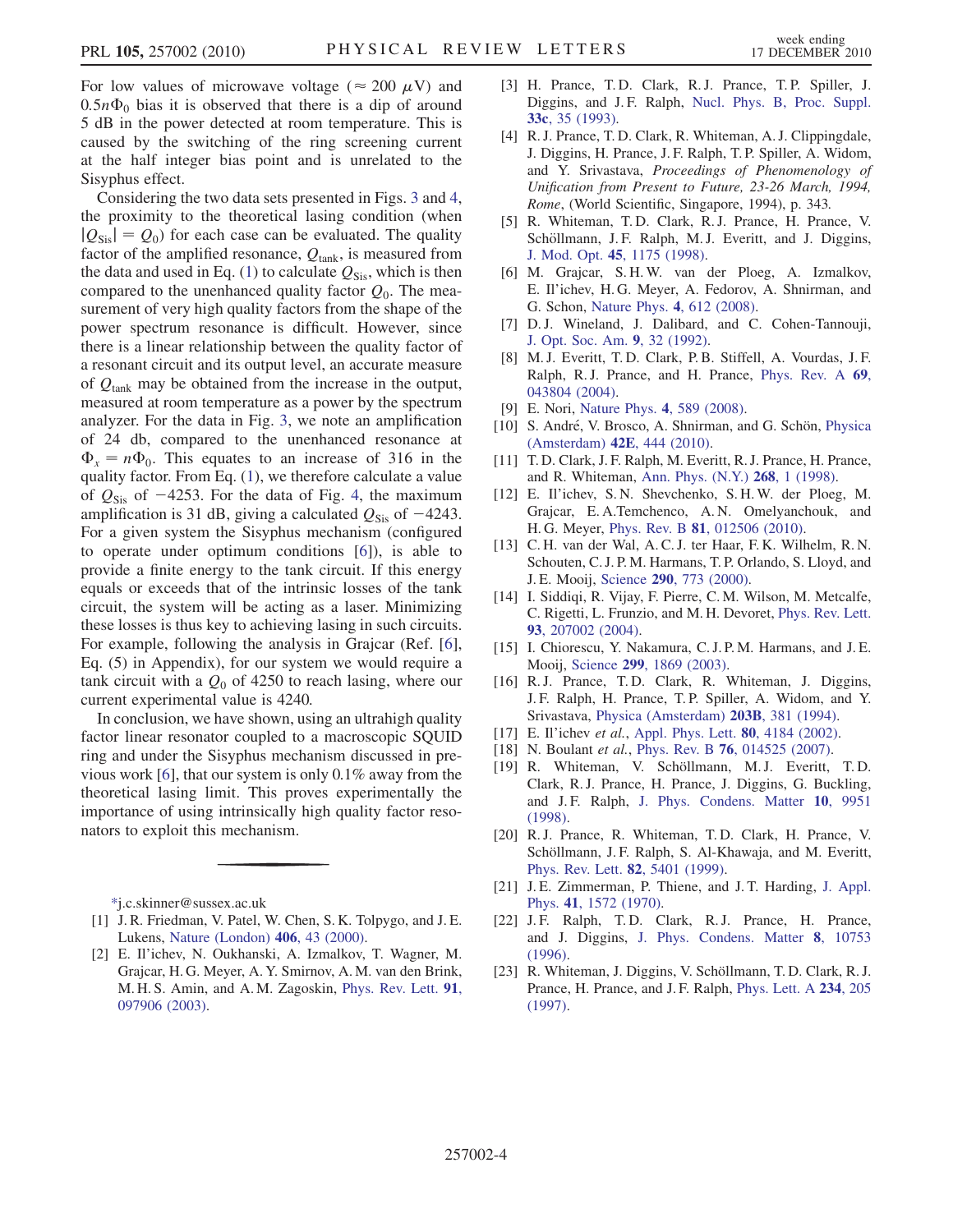For low values of microwave voltage ($\approx 200\ \mu$V) and $0.5n\Phi_0$ bias it is observed that there is a dip of around 5 dB in the power detected at room temperature. This is caused by the switching of the ring screening current at the half integer bias point and is unrelated to the Sisyphus effect.

Considering the two data sets presented in Figs. 3 and 4, the proximity to the theoretical lasing condition (when $|Q_{\mathrm{Sis}}| = Q_0$) for each case can be evaluated. The quality factor of the amplified resonance, $Q_{\mathrm{tank}}$, is measured from the data and used in Eq. (1) to calculate $Q_{\mathrm{Sis}}$, which is then compared to the unenhanced quality factor $Q_0$. The measurement of very high quality factors from the shape of the power spectrum resonance is difficult. However, since there is a linear relationship between the quality factor of a resonant circuit and its output level, an accurate measure of $Q_{\mathrm{tank}}$ may be obtained from the increase in the output, measured at room temperature as a power by the spectrum analyzer. For the data in Fig. 3, we note an amplification of 24 db, compared to the unenhanced resonance at $\Phi_x = n\Phi_0$. This equates to an increase of 316 in the quality factor. From Eq. (1), we therefore calculate a value of $Q_{\mathrm{Sis}}$ of $-4253$. For the data of Fig. 4, the maximum amplification is 31 dB, giving a calculated $Q_{\mathrm{Sis}}$ of $-4243$. For a given system the Sisyphus mechanism (configured to operate under optimum conditions [6]), is able to provide a finite energy to the tank circuit. If this energy equals or exceeds that of the intrinsic losses of the tank circuit, the system will be acting as a laser. Minimizing these losses is thus key to achieving lasing in such circuits. For example, following the analysis in Grajcar (Ref. [6], Eq. (5) in Appendix), for our system we would require a tank circuit with a $Q_0$ of 4250 to reach lasing, where our current experimental value is 4240.

In conclusion, we have shown, using an ultrahigh quality factor linear resonator coupled to a macroscopic SQUID ring and under the Sisyphus mechanism discussed in previous work [6], that our system is only 0.1% away from the theoretical lasing limit. This proves experimentally the importance of using intrinsically high quality factor resonators to exploit this mechanism.

---

*j.c.skinner@sussex.ac.uk

[1] J. R. Friedman, V. Patel, W. Chen, S. K. Tolpygo, and J. E. Lukens, Nature (London) **406**, 43 (2000).

[2] E. Il'ichev, N. Oukhanski, A. Izmalkov, T. Wagner, M. Grajcar, H. G. Meyer, A. Y. Smirnov, A. M. van den Brink, M. H. S. Amin, and A. M. Zagoskin, Phys. Rev. Lett. **91**, 097906 (2003).

[3] H. Prance, T. D. Clark, R. J. Prance, T. P. Spiller, J. Diggins, and J. F. Ralph, Nucl. Phys. B, Proc. Suppl. **33c**, 35 (1993).

[4] R. J. Prance, T. D. Clark, R. Whiteman, A. J. Clippingdale, J. Diggins, H. Prance, J. F. Ralph, T. P. Spiller, A. Widom, and Y. Srivastava, *Proceedings of Phenomenology of Unification from Present to Future, 23-26 March, 1994, Rome*, (World Scientific, Singapore, 1994), p. 343.

[5] R. Whiteman, T. D. Clark, R. J. Prance, H. Prance, V. Schöllmann, J. F. Ralph, M. J. Everitt, and J. Diggins, J. Mod. Opt. **45**, 1175 (1998).

[6] M. Grajcar, S. H. W. van der Ploeg, A. Izmalkov, E. Il'ichev, H. G. Meyer, A. Fedorov, A. Shnirman, and G. Schon, Nature Phys. **4**, 612 (2008).

[7] D. J. Wineland, J. Dalibard, and C. Cohen-Tannouji, J. Opt. Soc. Am. **9**, 32 (1992).

[8] M. J. Everitt, T. D. Clark, P. B. Stiffell, A. Vourdas, J. F. Ralph, R. J. Prance, and H. Prance, Phys. Rev. A **69**, 043804 (2004).

[9] E. Nori, Nature Phys. **4**, 589 (2008).

[10] S. André, V. Brosco, A. Shnirman, and G. Schön, Physica (Amsterdam) **42E**, 444 (2010).

[11] T. D. Clark, J. F. Ralph, M. Everitt, R. J. Prance, H. Prance, and R. Whiteman, Ann. Phys. (N.Y.) **268**, 1 (1998).

[12] E. Il'ichev, S. N. Shevchenko, S. H. W. der Ploeg, M. Grajcar, E. A. Temchenco, A. N. Omelyanchouk, and H. G. Meyer, Phys. Rev. B **81**, 012506 (2010).

[13] C. H. van der Wal, A. C. J. ter Haar, F. K. Wilhelm, R. N. Schouten, C. J. P. M. Harmans, T. P. Orlando, S. Lloyd, and J. E. Mooij, Science **290**, 773 (2000).

[14] I. Siddiqi, R. Vijay, F. Pierre, C. M. Wilson, M. Metcalfe, C. Rigetti, L. Frunzio, and M. H. Devoret, Phys. Rev. Lett. **93**, 207002 (2004).

[15] I. Chiorescu, Y. Nakamura, C. J. P. M. Harmans, and J. E. Mooij, Science **299**, 1869 (2003).

[16] R. J. Prance, T. D. Clark, R. Whiteman, J. Diggins, J. F. Ralph, H. Prance, T. P. Spiller, A. Widom, and Y. Srivastava, Physica (Amsterdam) **203B**, 381 (1994).

[17] E. Il'ichev *et al.*, Appl. Phys. Lett. **80**, 4184 (2002).

[18] N. Boulant *et al.*, Phys. Rev. B **76**, 014525 (2007).

[19] R. Whiteman, V. Schöllmann, M. J. Everitt, T. D. Clark, R. J. Prance, H. Prance, J. Diggins, G. Buckling, and J. F. Ralph, J. Phys. Condens. Matter **10**, 9951 (1998).

[20] R. J. Prance, R. Whiteman, T. D. Clark, H. Prance, V. Schöllmann, J. F. Ralph, S. Al-Khawaja, and M. Everitt, Phys. Rev. Lett. **82**, 5401 (1999).

[21] J. E. Zimmerman, P. Thiene, and J. T. Harding, J. Appl. Phys. **41**, 1572 (1970).

[22] J. F. Ralph, T. D. Clark, R. J. Prance, H. Prance, and J. Diggins, J. Phys. Condens. Matter **8**, 10753 (1996).

[23] R. Whiteman, J. Diggins, V. Schöllmann, T. D. Clark, R. J. Prance, H. Prance, and J. F. Ralph, Phys. Lett. A **234**, 205 (1997).